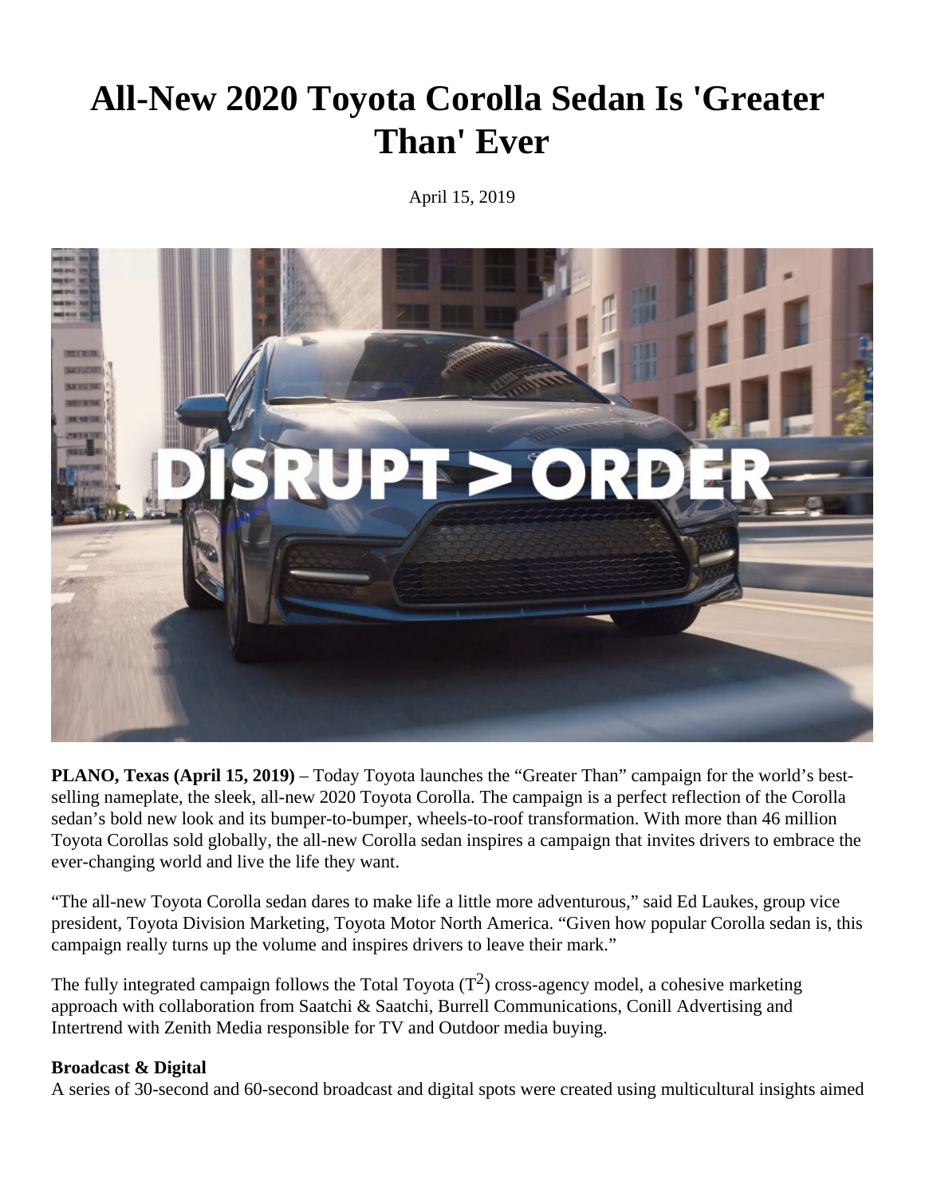# All-New 2020 Toyota Corolla Sedan Is 'Greater Than' Ever

April 15, 2019

**PLANO, Texas (April 15, 2019)** – Today Toyota launches the "Greater Than" campaign for the world's best-selling nameplate, the sleek, all-new 2020 Toyota Corolla. The campaign is a perfect reflection of the Corolla sedan's bold new look and its bumper-to-bumper, wheels-to-roof transformation. With more than 46 million Toyota Corollas sold globally, the all-new Corolla sedan inspires a campaign that invites drivers to embrace the ever-changing world and live the life they want.

"The all-new Toyota Corolla sedan dares to make life a little more adventurous," said Ed Laukes, group vice president, Toyota Division Marketing, Toyota Motor North America. "Given how popular Corolla sedan is, this campaign really turns up the volume and inspires drivers to leave their mark."

The fully integrated campaign follows the Total Toyota ($T^2$) cross-agency model, a cohesive marketing approach with collaboration from Saatchi & Saatchi, Burrell Communications, Conill Advertising and Intertrend with Zenith Media responsible for TV and Outdoor media buying.

**Broadcast & Digital**

A series of 30-second and 60-second broadcast and digital spots were created using multicultural insights aimed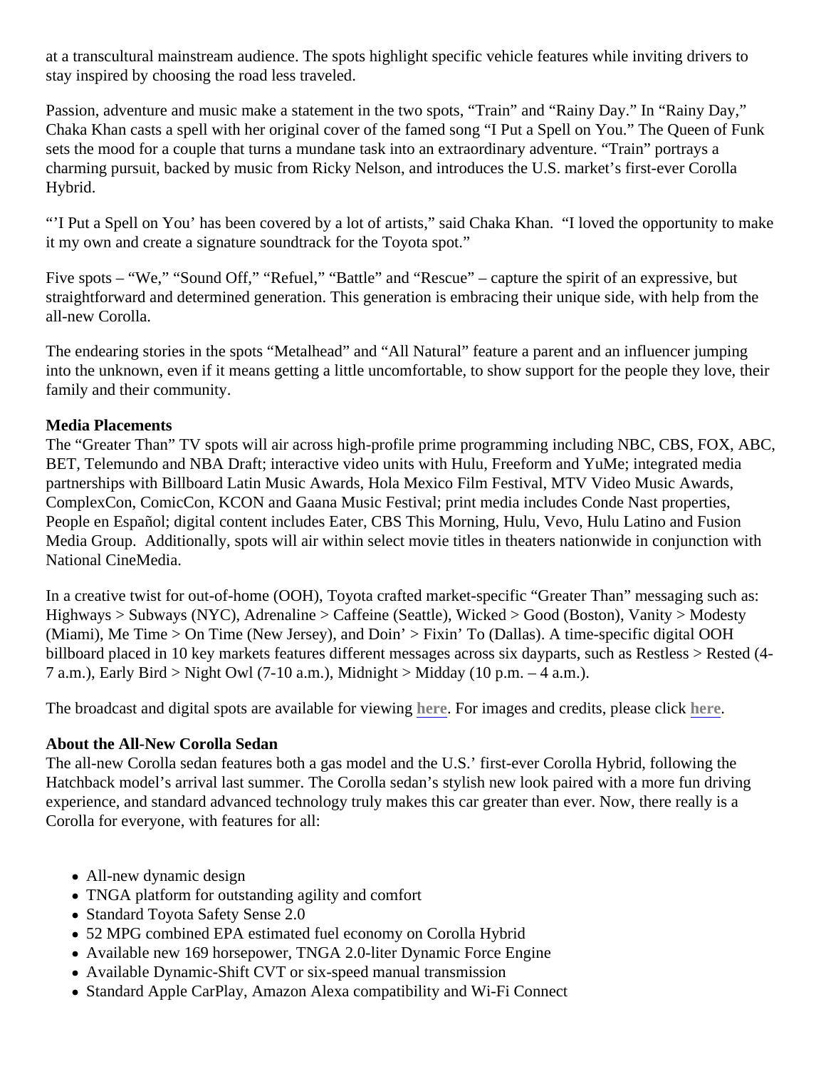at a transcultural mainstream audience. The spots highlight specific vehicle features while inviting drivers to stay inspired by choosing the road less traveled.

Passion, adventure and music make a statement in the two spots, “Train” and “Rainy Day.” In “Rainy Day,” Chaka Khan casts a spell with her original cover of the famed song “I Put a Spell on You.” The Queen of Funk sets the mood for a couple that turns a mundane task into an extraordinary adventure. “Train” portrays a charming pursuit, backed by music from Ricky Nelson, and introduces the U.S. market’s first-ever Corolla Hybrid.

“’I Put a Spell on You’ has been covered by a lot of artists,” said Chaka Khan. “I loved the opportunity to make it my own and create a signature soundtrack for the Toyota spot.”

Five spots – “We,” “Sound Off,” “Refuel,” “Battle” and “Rescue” – capture the spirit of an expressive, but straightforward and determined generation. This generation is embracing their unique side, with help from the all-new Corolla.

The endearing stories in the spots “Metalhead” and “All Natural” feature a parent and an influencer jumping into the unknown, even if it means getting a little uncomfortable, to show support for the people they love, their family and their community.

**Media Placements**
The “Greater Than” TV spots will air across high-profile prime programming including NBC, CBS, FOX, ABC, BET, Telemundo and NBA Draft; interactive video units with Hulu, Freeform and YuMe; integrated media partnerships with Billboard Latin Music Awards, Hola Mexico Film Festival, MTV Video Music Awards, ComplexCon, ComicCon, KCON and Gaana Music Festival; print media includes Conde Nast properties, People en Español; digital content includes Eater, CBS This Morning, Hulu, Vevo, Hulu Latino and Fusion Media Group. Additionally, spots will air within select movie titles in theaters nationwide in conjunction with National CineMedia.

In a creative twist for out-of-home (OOH), Toyota crafted market-specific “Greater Than” messaging such as: Highways > Subways (NYC), Adrenaline > Caffeine (Seattle), Wicked > Good (Boston), Vanity > Modesty (Miami), Me Time > On Time (New Jersey), and Doin’ > Fixin’ To (Dallas). A time-specific digital OOH billboard placed in 10 key markets features different messages across six dayparts, such as Restless > Rested (4-7 a.m.), Early Bird > Night Owl (7-10 a.m.), Midnight > Midday (10 p.m. – 4 a.m.).

The broadcast and digital spots are available for viewing here. For images and credits, please click here.

**About the All-New Corolla Sedan**
The all-new Corolla sedan features both a gas model and the U.S.’ first-ever Corolla Hybrid, following the Hatchback model’s arrival last summer. The Corolla sedan’s stylish new look paired with a more fun driving experience, and standard advanced technology truly makes this car greater than ever. Now, there really is a Corolla for everyone, with features for all:

- All-new dynamic design
- TNGA platform for outstanding agility and comfort
- Standard Toyota Safety Sense 2.0
- 52 MPG combined EPA estimated fuel economy on Corolla Hybrid
- Available new 169 horsepower, TNGA 2.0-liter Dynamic Force Engine
- Available Dynamic-Shift CVT or six-speed manual transmission
- Standard Apple CarPlay, Amazon Alexa compatibility and Wi-Fi Connect